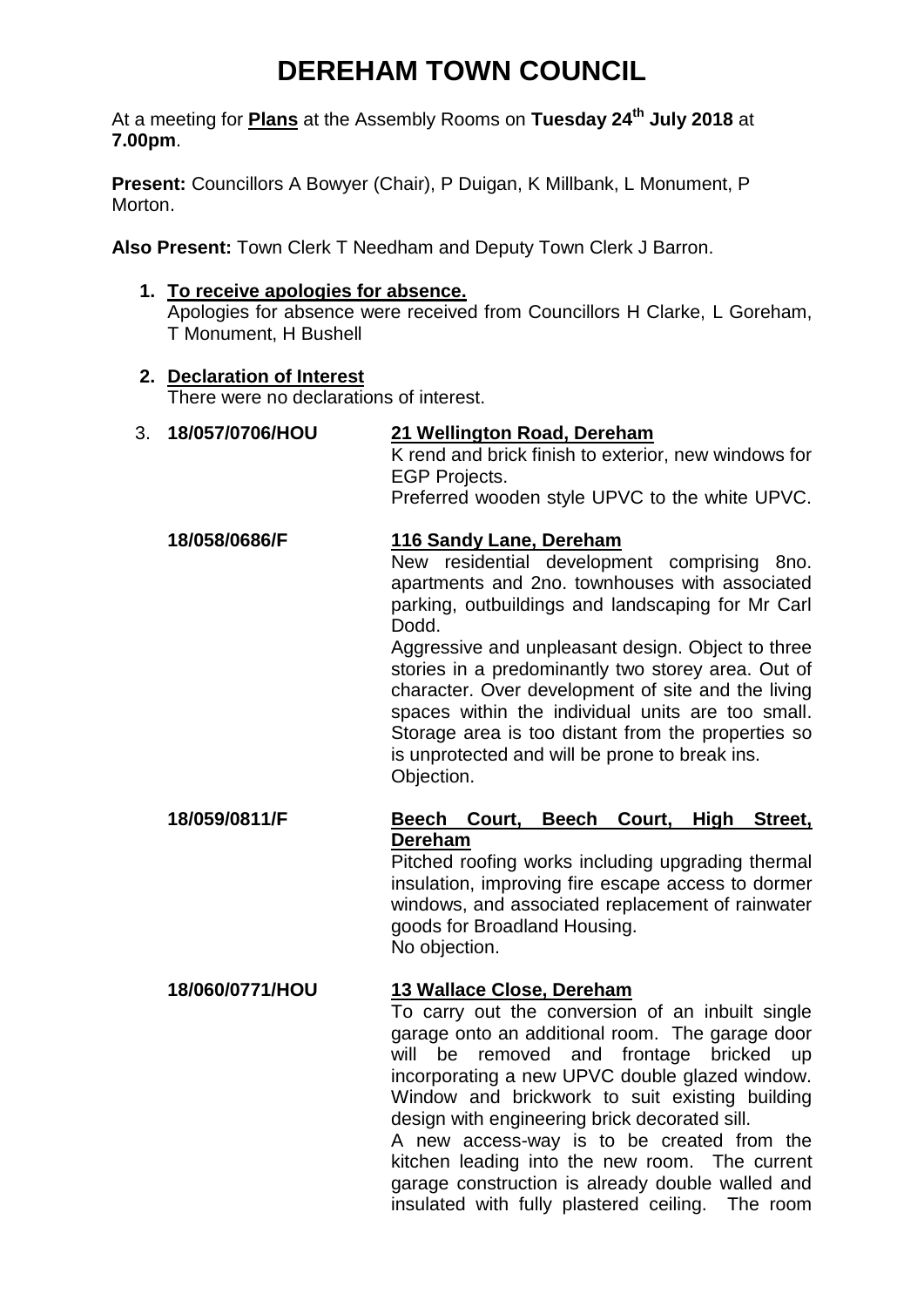# DEREHAM TOWN COUNCIL

At a meeting for **Plans** at the Assembly Rooms on **Tuesday 24th July 2018** at **7.00pm**.

**Present:** Councillors A Bowyer (Chair), P Duigan, K Millbank, L Monument, P Morton.

**Also Present:** Town Clerk T Needham and Deputy Town Clerk J Barron.

1. **To receive apologies for absence.**
   Apologies for absence were received from Councillors H Clarke, L Goreham, T Monument, H Bushell

2. **Declaration of Interest**
   There were no declarations of interest.

3. **18/057/0706/HOU** — **21 Wellington Road, Dereham**
   K rend and brick finish to exterior, new windows for EGP Projects.
   Preferred wooden style UPVC to the white UPVC.

   **18/058/0686/F** — **116 Sandy Lane, Dereham**
   New residential development comprising 8no. apartments and 2no. townhouses with associated parking, outbuildings and landscaping for Mr Carl Dodd.
   Aggressive and unpleasant design. Object to three stories in a predominantly two storey area. Out of character. Over development of site and the living spaces within the individual units are too small. Storage area is too distant from the properties so is unprotected and will be prone to break ins.
   Objection.

   **18/059/0811/F** — **Beech Court, Beech Court, High Street, Dereham**
   Pitched roofing works including upgrading thermal insulation, improving fire escape access to dormer windows, and associated replacement of rainwater goods for Broadland Housing.
   No objection.

   **18/060/0771/HOU** — **13 Wallace Close, Dereham**
   To carry out the conversion of an inbuilt single garage onto an additional room. The garage door will be removed and frontage bricked up incorporating a new UPVC double glazed window. Window and brickwork to suit existing building design with engineering brick decorated sill.
   A new access-way is to be created from the kitchen leading into the new room. The current garage construction is already double walled and insulated with fully plastered ceiling. The room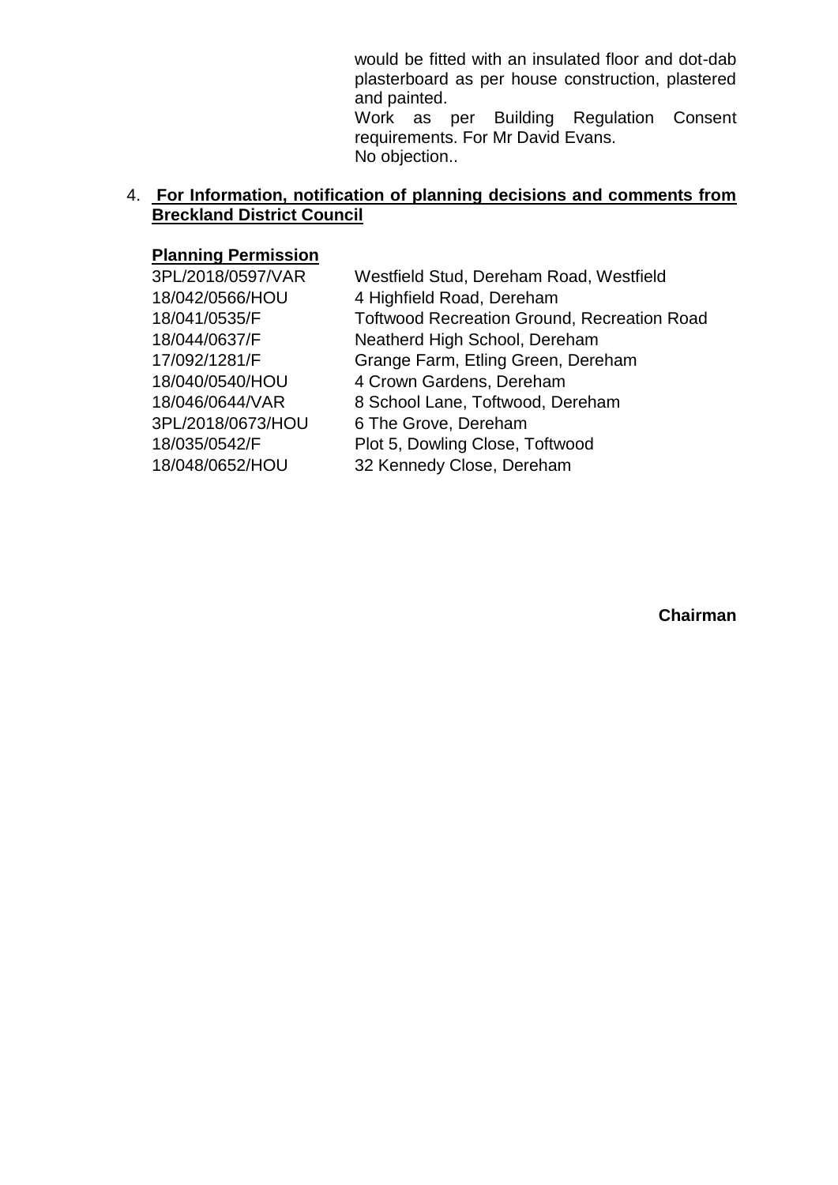would be fitted with an insulated floor and dot-dab plasterboard as per house construction, plastered and painted.
Work as per Building Regulation Consent requirements. For Mr David Evans.
No objection..

4. **For Information, notification of planning decisions and comments from Breckland District Council**

**Planning Permission**

| | |
|---|---|
| 3PL/2018/0597/VAR | Westfield Stud, Dereham Road, Westfield |
| 18/042/0566/HOU | 4 Highfield Road, Dereham |
| 18/041/0535/F | Toftwood Recreation Ground, Recreation Road |
| 18/044/0637/F | Neatherd High School, Dereham |
| 17/092/1281/F | Grange Farm, Etling Green, Dereham |
| 18/040/0540/HOU | 4 Crown Gardens, Dereham |
| 18/046/0644/VAR | 8 School Lane, Toftwood, Dereham |
| 3PL/2018/0673/HOU | 6 The Grove, Dereham |
| 18/035/0542/F | Plot 5, Dowling Close, Toftwood |
| 18/048/0652/HOU | 32 Kennedy Close, Dereham |

**Chairman**